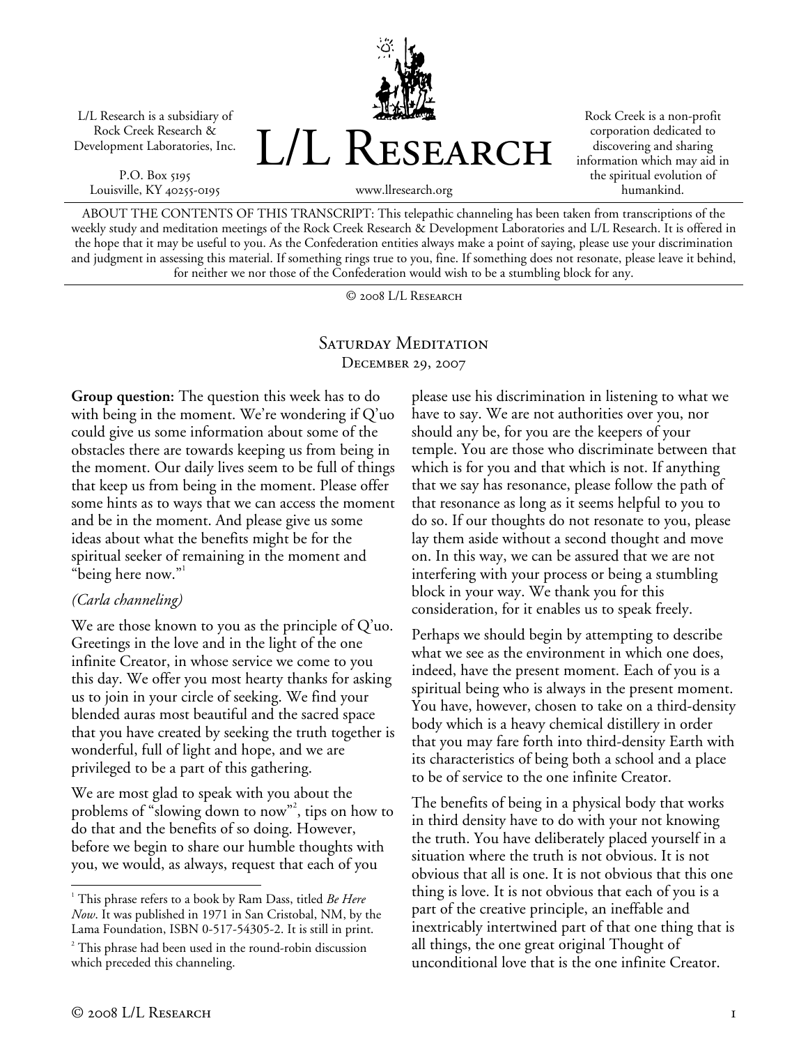L/L Research is a subsidiary of Rock Creek Research & Development Laboratories, Inc.

P.O. Box 5195
Louisville, KY 40255-0195

# L/L Research

www.llresearch.org

Rock Creek is a non-profit corporation dedicated to discovering and sharing information which may aid in the spiritual evolution of humankind.

ABOUT THE CONTENTS OF THIS TRANSCRIPT: This telepathic channeling has been taken from transcriptions of the weekly study and meditation meetings of the Rock Creek Research & Development Laboratories and L/L Research. It is offered in the hope that it may be useful to you. As the Confederation entities always make a point of saying, please use your discrimination and judgment in assessing this material. If something rings true to you, fine. If something does not resonate, please leave it behind, for neither we nor those of the Confederation would wish to be a stumbling block for any.

© 2008 L/L Research

## Saturday Meditation
### December 29, 2007

**Group question:** The question this week has to do with being in the moment. We're wondering if Q'uo could give us some information about some of the obstacles there are towards keeping us from being in the moment. Our daily lives seem to be full of things that keep us from being in the moment. Please offer some hints as to ways that we can access the moment and be in the moment. And please give us some ideas about what the benefits might be for the spiritual seeker of remaining in the moment and "being here now."[1]

*(Carla channeling)*

We are those known to you as the principle of Q'uo. Greetings in the love and in the light of the one infinite Creator, in whose service we come to you this day. We offer you most hearty thanks for asking us to join in your circle of seeking. We find your blended auras most beautiful and the sacred space that you have created by seeking the truth together is wonderful, full of light and hope, and we are privileged to be a part of this gathering.

We are most glad to speak with you about the problems of "slowing down to now"[2], tips on how to do that and the benefits of so doing. However, before we begin to share our humble thoughts with you, we would, as always, request that each of you please use his discrimination in listening to what we have to say. We are not authorities over you, nor should any be, for you are the keepers of your temple. You are those who discriminate between that which is for you and that which is not. If anything that we say has resonance, please follow the path of that resonance as long as it seems helpful to you to do so. If our thoughts do not resonate to you, please lay them aside without a second thought and move on. In this way, we can be assured that we are not interfering with your process or being a stumbling block in your way. We thank you for this consideration, for it enables us to speak freely.

Perhaps we should begin by attempting to describe what we see as the environment in which one does, indeed, have the present moment. Each of you is a spiritual being who is always in the present moment. You have, however, chosen to take on a third-density body which is a heavy chemical distillery in order that you may fare forth into third-density Earth with its characteristics of being both a school and a place to be of service to the one infinite Creator.

The benefits of being in a physical body that works in third density have to do with your not knowing the truth. You have deliberately placed yourself in a situation where the truth is not obvious. It is not obvious that all is one. It is not obvious that this one thing is love. It is not obvious that each of you is a part of the creative principle, an ineffable and inextricably intertwined part of that one thing that is all things, the one great original Thought of unconditional love that is the one infinite Creator.

[1] This phrase refers to a book by Ram Dass, titled *Be Here Now*. It was published in 1971 in San Cristobal, NM, by the Lama Foundation, ISBN 0-517-54305-2. It is still in print.

[2] This phrase had been used in the round-robin discussion which preceded this channeling.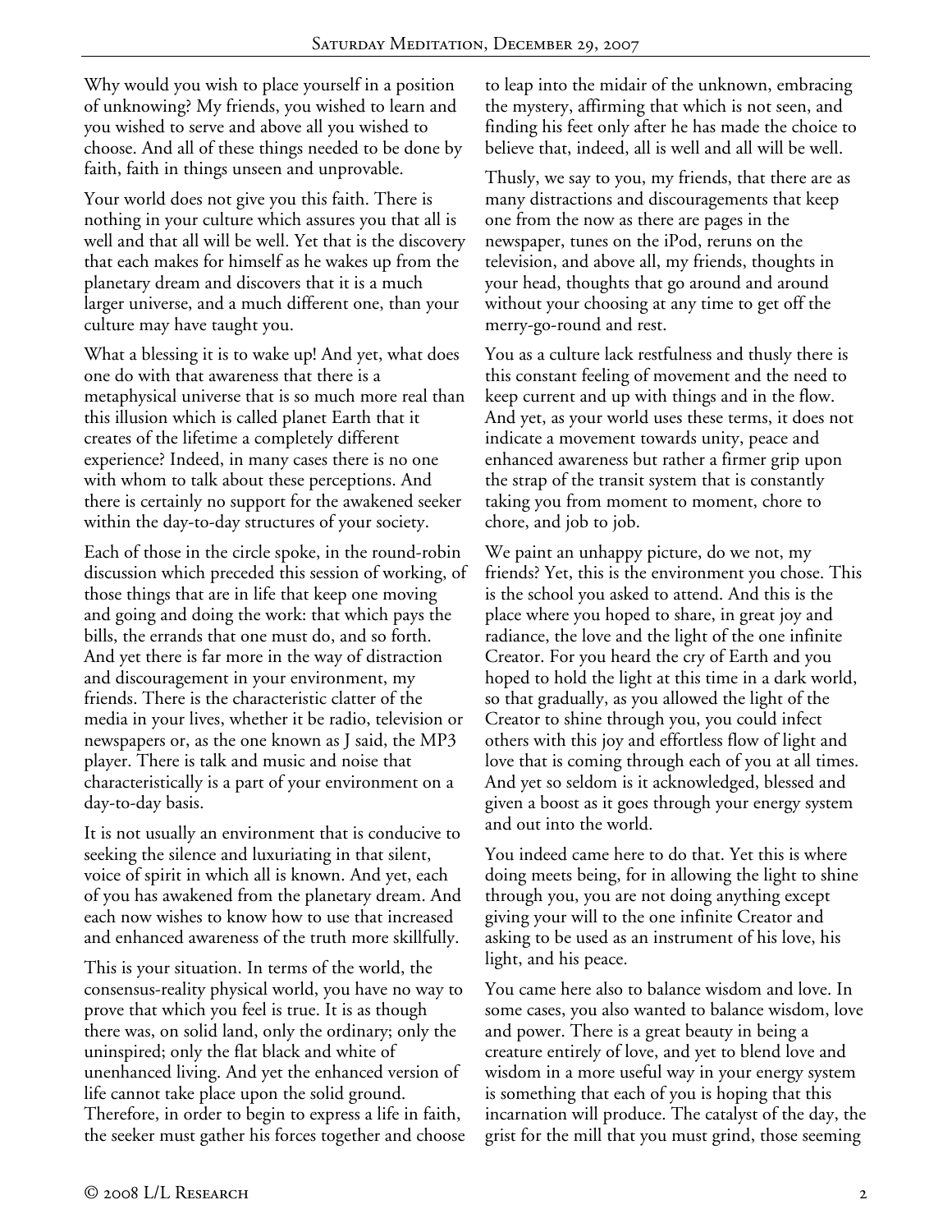Why would you wish to place yourself in a position of unknowing? My friends, you wished to learn and you wished to serve and above all you wished to choose. And all of these things needed to be done by faith, faith in things unseen and unprovable.

Your world does not give you this faith. There is nothing in your culture which assures you that all is well and that all will be well. Yet that is the discovery that each makes for himself as he wakes up from the planetary dream and discovers that it is a much larger universe, and a much different one, than your culture may have taught you.

What a blessing it is to wake up! And yet, what does one do with that awareness that there is a metaphysical universe that is so much more real than this illusion which is called planet Earth that it creates of the lifetime a completely different experience? Indeed, in many cases there is no one with whom to talk about these perceptions. And there is certainly no support for the awakened seeker within the day-to-day structures of your society.

Each of those in the circle spoke, in the round-robin discussion which preceded this session of working, of those things that are in life that keep one moving and going and doing the work: that which pays the bills, the errands that one must do, and so forth. And yet there is far more in the way of distraction and discouragement in your environment, my friends. There is the characteristic clatter of the media in your lives, whether it be radio, television or newspapers or, as the one known as J said, the MP3 player. There is talk and music and noise that characteristically is a part of your environment on a day-to-day basis.

It is not usually an environment that is conducive to seeking the silence and luxuriating in that silent, voice of spirit in which all is known. And yet, each of you has awakened from the planetary dream. And each now wishes to know how to use that increased and enhanced awareness of the truth more skillfully.

This is your situation. In terms of the world, the consensus-reality physical world, you have no way to prove that which you feel is true. It is as though there was, on solid land, only the ordinary; only the uninspired; only the flat black and white of unenhanced living. And yet the enhanced version of life cannot take place upon the solid ground. Therefore, in order to begin to express a life in faith, the seeker must gather his forces together and choose to leap into the midair of the unknown, embracing the mystery, affirming that which is not seen, and finding his feet only after he has made the choice to believe that, indeed, all is well and all will be well.

Thusly, we say to you, my friends, that there are as many distractions and discouragements that keep one from the now as there are pages in the newspaper, tunes on the iPod, reruns on the television, and above all, my friends, thoughts in your head, thoughts that go around and around without your choosing at any time to get off the merry-go-round and rest.

You as a culture lack restfulness and thusly there is this constant feeling of movement and the need to keep current and up with things and in the flow. And yet, as your world uses these terms, it does not indicate a movement towards unity, peace and enhanced awareness but rather a firmer grip upon the strap of the transit system that is constantly taking you from moment to moment, chore to chore, and job to job.

We paint an unhappy picture, do we not, my friends? Yet, this is the environment you chose. This is the school you asked to attend. And this is the place where you hoped to share, in great joy and radiance, the love and the light of the one infinite Creator. For you heard the cry of Earth and you hoped to hold the light at this time in a dark world, so that gradually, as you allowed the light of the Creator to shine through you, you could infect others with this joy and effortless flow of light and love that is coming through each of you at all times. And yet so seldom is it acknowledged, blessed and given a boost as it goes through your energy system and out into the world.

You indeed came here to do that. Yet this is where doing meets being, for in allowing the light to shine through you, you are not doing anything except giving your will to the one infinite Creator and asking to be used as an instrument of his love, his light, and his peace.

You came here also to balance wisdom and love. In some cases, you also wanted to balance wisdom, love and power. There is a great beauty in being a creature entirely of love, and yet to blend love and wisdom in a more useful way in your energy system is something that each of you is hoping that this incarnation will produce. The catalyst of the day, the grist for the mill that you must grind, those seeming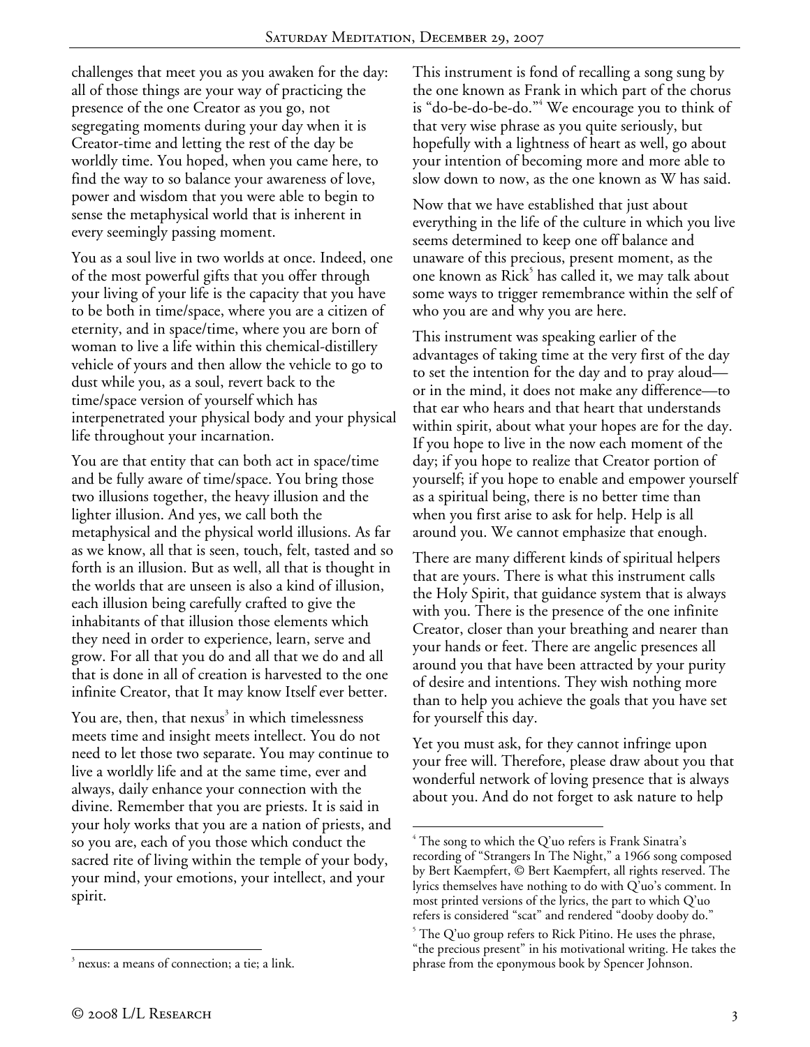challenges that meet you as you awaken for the day: all of those things are your way of practicing the presence of the one Creator as you go, not segregating moments during your day when it is Creator-time and letting the rest of the day be worldly time. You hoped, when you came here, to find the way to so balance your awareness of love, power and wisdom that you were able to begin to sense the metaphysical world that is inherent in every seemingly passing moment.

You as a soul live in two worlds at once. Indeed, one of the most powerful gifts that you offer through your living of your life is the capacity that you have to be both in time/space, where you are a citizen of eternity, and in space/time, where you are born of woman to live a life within this chemical-distillery vehicle of yours and then allow the vehicle to go to dust while you, as a soul, revert back to the time/space version of yourself which has interpenetrated your physical body and your physical life throughout your incarnation.

You are that entity that can both act in space/time and be fully aware of time/space. You bring those two illusions together, the heavy illusion and the lighter illusion. And yes, we call both the metaphysical and the physical world illusions. As far as we know, all that is seen, touch, felt, tasted and so forth is an illusion. But as well, all that is thought in the worlds that are unseen is also a kind of illusion, each illusion being carefully crafted to give the inhabitants of that illusion those elements which they need in order to experience, learn, serve and grow. For all that you do and all that we do and all that is done in all of creation is harvested to the one infinite Creator, that It may know Itself ever better.

You are, then, that nexus[3] in which timelessness meets time and insight meets intellect. You do not need to let those two separate. You may continue to live a worldly life and at the same time, ever and always, daily enhance your connection with the divine. Remember that you are priests. It is said in your holy works that you are a nation of priests, and so you are, each of you those which conduct the sacred rite of living within the temple of your body, your mind, your emotions, your intellect, and your spirit.

This instrument is fond of recalling a song sung by the one known as Frank in which part of the chorus is "do-be-do-be-do."[4] We encourage you to think of that very wise phrase as you quite seriously, but hopefully with a lightness of heart as well, go about your intention of becoming more and more able to slow down to now, as the one known as W has said.

Now that we have established that just about everything in the life of the culture in which you live seems determined to keep one off balance and unaware of this precious, present moment, as the one known as Rick[5] has called it, we may talk about some ways to trigger remembrance within the self of who you are and why you are here.

This instrument was speaking earlier of the advantages of taking time at the very first of the day to set the intention for the day and to pray aloud—or in the mind, it does not make any difference—to that ear who hears and that heart that understands within spirit, about what your hopes are for the day. If you hope to live in the now each moment of the day; if you hope to realize that Creator portion of yourself; if you hope to enable and empower yourself as a spiritual being, there is no better time than when you first arise to ask for help. Help is all around you. We cannot emphasize that enough.

There are many different kinds of spiritual helpers that are yours. There is what this instrument calls the Holy Spirit, that guidance system that is always with you. There is the presence of the one infinite Creator, closer than your breathing and nearer than your hands or feet. There are angelic presences all around you that have been attracted by your purity of desire and intentions. They wish nothing more than to help you achieve the goals that you have set for yourself this day.

Yet you must ask, for they cannot infringe upon your free will. Therefore, please draw about you that wonderful network of loving presence that is always about you. And do not forget to ask nature to help

---

[3] nexus: a means of connection; a tie; a link.

[4] The song to which the Q'uo refers is Frank Sinatra's recording of "Strangers In The Night," a 1966 song composed by Bert Kaempfert, © Bert Kaempfert, all rights reserved. The lyrics themselves have nothing to do with Q'uo's comment. In most printed versions of the lyrics, the part to which Q'uo refers is considered "scat" and rendered "dooby dooby do."

[5] The Q'uo group refers to Rick Pitino. He uses the phrase, "the precious present" in his motivational writing. He takes the phrase from the eponymous book by Spencer Johnson.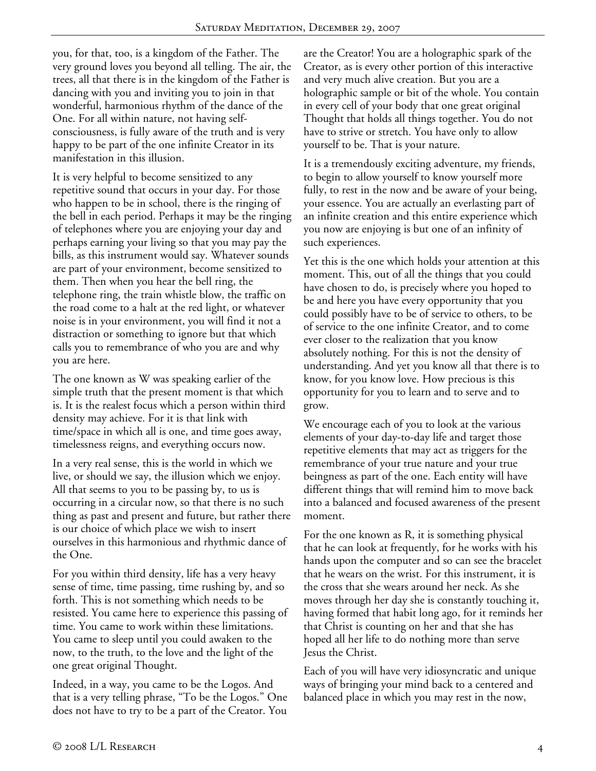you, for that, too, is a kingdom of the Father. The very ground loves you beyond all telling. The air, the trees, all that there is in the kingdom of the Father is dancing with you and inviting you to join in that wonderful, harmonious rhythm of the dance of the One. For all within nature, not having self-consciousness, is fully aware of the truth and is very happy to be part of the one infinite Creator in its manifestation in this illusion.

It is very helpful to become sensitized to any repetitive sound that occurs in your day. For those who happen to be in school, there is the ringing of the bell in each period. Perhaps it may be the ringing of telephones where you are enjoying your day and perhaps earning your living so that you may pay the bills, as this instrument would say. Whatever sounds are part of your environment, become sensitized to them. Then when you hear the bell ring, the telephone ring, the train whistle blow, the traffic on the road come to a halt at the red light, or whatever noise is in your environment, you will find it not a distraction or something to ignore but that which calls you to remembrance of who you are and why you are here.

The one known as W was speaking earlier of the simple truth that the present moment is that which is. It is the realest focus which a person within third density may achieve. For it is that link with time/space in which all is one, and time goes away, timelessness reigns, and everything occurs now.

In a very real sense, this is the world in which we live, or should we say, the illusion which we enjoy. All that seems to you to be passing by, to us is occurring in a circular now, so that there is no such thing as past and present and future, but rather there is our choice of which place we wish to insert ourselves in this harmonious and rhythmic dance of the One.

For you within third density, life has a very heavy sense of time, time passing, time rushing by, and so forth. This is not something which needs to be resisted. You came here to experience this passing of time. You came to work within these limitations. You came to sleep until you could awaken to the now, to the truth, to the love and the light of the one great original Thought.

Indeed, in a way, you came to be the Logos. And that is a very telling phrase, "To be the Logos." One does not have to try to be a part of the Creator. You are the Creator! You are a holographic spark of the Creator, as is every other portion of this interactive and very much alive creation. But you are a holographic sample or bit of the whole. You contain in every cell of your body that one great original Thought that holds all things together. You do not have to strive or stretch. You have only to allow yourself to be. That is your nature.

It is a tremendously exciting adventure, my friends, to begin to allow yourself to know yourself more fully, to rest in the now and be aware of your being, your essence. You are actually an everlasting part of an infinite creation and this entire experience which you now are enjoying is but one of an infinity of such experiences.

Yet this is the one which holds your attention at this moment. This, out of all the things that you could have chosen to do, is precisely where you hoped to be and here you have every opportunity that you could possibly have to be of service to others, to be of service to the one infinite Creator, and to come ever closer to the realization that you know absolutely nothing. For this is not the density of understanding. And yet you know all that there is to know, for you know love. How precious is this opportunity for you to learn and to serve and to grow.

We encourage each of you to look at the various elements of your day-to-day life and target those repetitive elements that may act as triggers for the remembrance of your true nature and your true beingness as part of the one. Each entity will have different things that will remind him to move back into a balanced and focused awareness of the present moment.

For the one known as R, it is something physical that he can look at frequently, for he works with his hands upon the computer and so can see the bracelet that he wears on the wrist. For this instrument, it is the cross that she wears around her neck. As she moves through her day she is constantly touching it, having formed that habit long ago, for it reminds her that Christ is counting on her and that she has hoped all her life to do nothing more than serve Jesus the Christ.

Each of you will have very idiosyncratic and unique ways of bringing your mind back to a centered and balanced place in which you may rest in the now,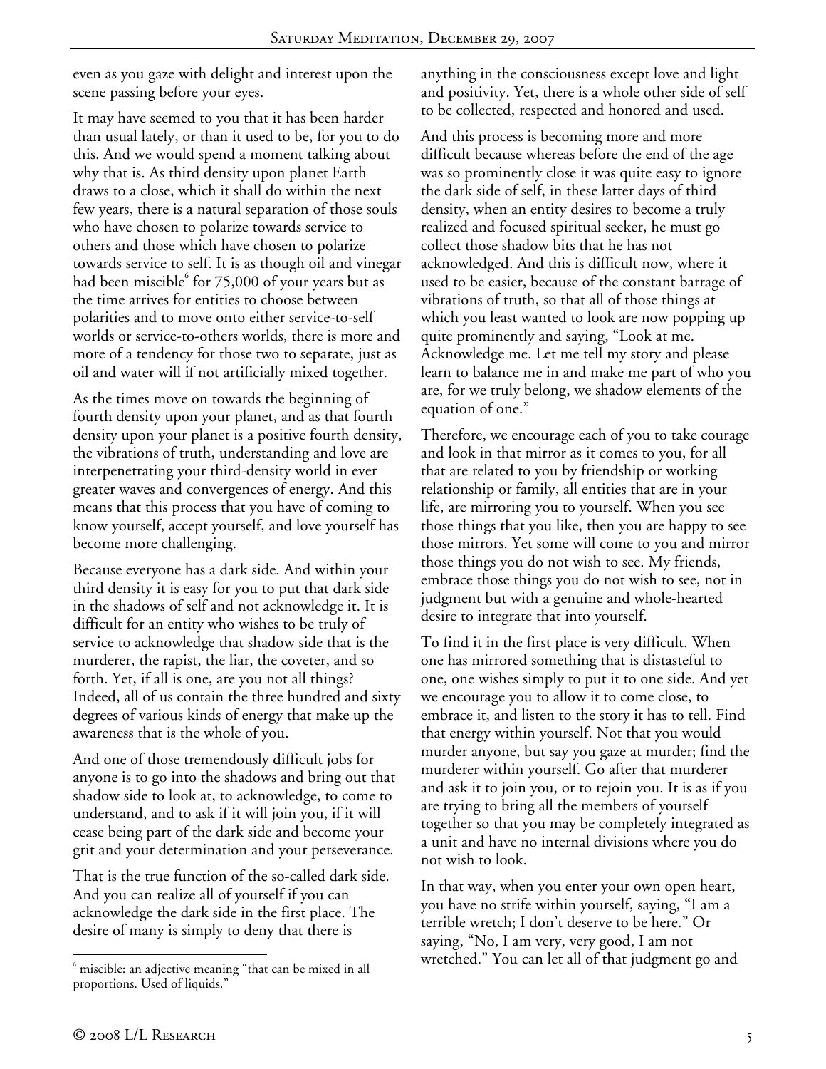even as you gaze with delight and interest upon the scene passing before your eyes.

It may have seemed to you that it has been harder than usual lately, or than it used to be, for you to do this. And we would spend a moment talking about why that is. As third density upon planet Earth draws to a close, which it shall do within the next few years, there is a natural separation of those souls who have chosen to polarize towards service to others and those which have chosen to polarize towards service to self. It is as though oil and vinegar had been miscible[6] for 75,000 of your years but as the time arrives for entities to choose between polarities and to move onto either service-to-self worlds or service-to-others worlds, there is more and more of a tendency for those two to separate, just as oil and water will if not artificially mixed together.

As the times move on towards the beginning of fourth density upon your planet, and as that fourth density upon your planet is a positive fourth density, the vibrations of truth, understanding and love are interpenetrating your third-density world in ever greater waves and convergences of energy. And this means that this process that you have of coming to know yourself, accept yourself, and love yourself has become more challenging.

Because everyone has a dark side. And within your third density it is easy for you to put that dark side in the shadows of self and not acknowledge it. It is difficult for an entity who wishes to be truly of service to acknowledge that shadow side that is the murderer, the rapist, the liar, the coveter, and so forth. Yet, if all is one, are you not all things? Indeed, all of us contain the three hundred and sixty degrees of various kinds of energy that make up the awareness that is the whole of you.

And one of those tremendously difficult jobs for anyone is to go into the shadows and bring out that shadow side to look at, to acknowledge, to come to understand, and to ask if it will join you, if it will cease being part of the dark side and become your grit and your determination and your perseverance.

That is the true function of the so-called dark side. And you can realize all of yourself if you can acknowledge the dark side in the first place. The desire of many is simply to deny that there is anything in the consciousness except love and light and positivity. Yet, there is a whole other side of self to be collected, respected and honored and used.

And this process is becoming more and more difficult because whereas before the end of the age was so prominently close it was quite easy to ignore the dark side of self, in these latter days of third density, when an entity desires to become a truly realized and focused spiritual seeker, he must go collect those shadow bits that he has not acknowledged. And this is difficult now, where it used to be easier, because of the constant barrage of vibrations of truth, so that all of those things at which you least wanted to look are now popping up quite prominently and saying, "Look at me. Acknowledge me. Let me tell my story and please learn to balance me in and make me part of who you are, for we truly belong, we shadow elements of the equation of one."

Therefore, we encourage each of you to take courage and look in that mirror as it comes to you, for all that are related to you by friendship or working relationship or family, all entities that are in your life, are mirroring you to yourself. When you see those things that you like, then you are happy to see those mirrors. Yet some will come to you and mirror those things you do not wish to see. My friends, embrace those things you do not wish to see, not in judgment but with a genuine and whole-hearted desire to integrate that into yourself.

To find it in the first place is very difficult. When one has mirrored something that is distasteful to one, one wishes simply to put it to one side. And yet we encourage you to allow it to come close, to embrace it, and listen to the story it has to tell. Find that energy within yourself. Not that you would murder anyone, but say you gaze at murder; find the murderer within yourself. Go after that murderer and ask it to join you, or to rejoin you. It is as if you are trying to bring all the members of yourself together so that you may be completely integrated as a unit and have no internal divisions where you do not wish to look.

In that way, when you enter your own open heart, you have no strife within yourself, saying, "I am a terrible wretch; I don't deserve to be here." Or saying, "No, I am very, very good, I am not wretched." You can let all of that judgment go and

---

[6] miscible: an adjective meaning "that can be mixed in all proportions. Used of liquids."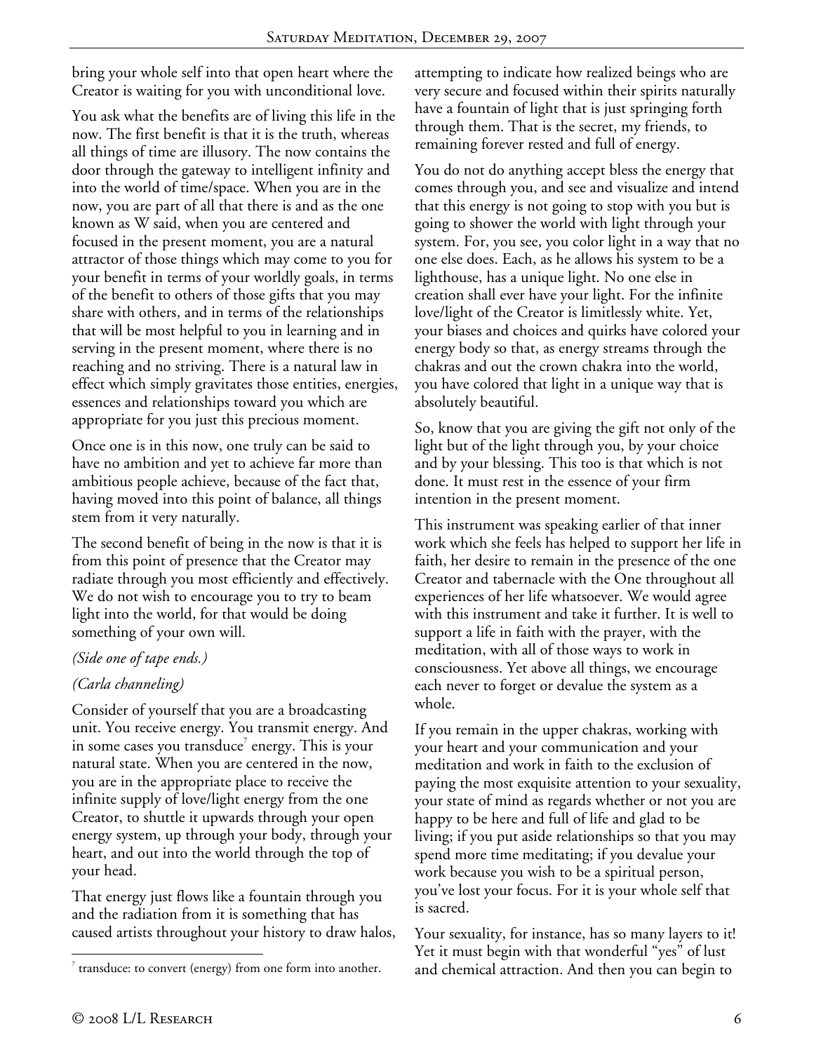bring your whole self into that open heart where the Creator is waiting for you with unconditional love.

You ask what the benefits are of living this life in the now. The first benefit is that it is the truth, whereas all things of time are illusory. The now contains the door through the gateway to intelligent infinity and into the world of time/space. When you are in the now, you are part of all that there is and as the one known as W said, when you are centered and focused in the present moment, you are a natural attractor of those things which may come to you for your benefit in terms of your worldly goals, in terms of the benefit to others of those gifts that you may share with others, and in terms of the relationships that will be most helpful to you in learning and in serving in the present moment, where there is no reaching and no striving. There is a natural law in effect which simply gravitates those entities, energies, essences and relationships toward you which are appropriate for you just this precious moment.

Once one is in this now, one truly can be said to have no ambition and yet to achieve far more than ambitious people achieve, because of the fact that, having moved into this point of balance, all things stem from it very naturally.

The second benefit of being in the now is that it is from this point of presence that the Creator may radiate through you most efficiently and effectively. We do not wish to encourage you to try to beam light into the world, for that would be doing something of your own will.

*(Side one of tape ends.)*

*(Carla channeling)*

Consider of yourself that you are a broadcasting unit. You receive energy. You transmit energy. And in some cases you transduce[7] energy. This is your natural state. When you are centered in the now, you are in the appropriate place to receive the infinite supply of love/light energy from the one Creator, to shuttle it upwards through your open energy system, up through your body, through your heart, and out into the world through the top of your head.

That energy just flows like a fountain through you and the radiation from it is something that has caused artists throughout your history to draw halos, attempting to indicate how realized beings who are very secure and focused within their spirits naturally have a fountain of light that is just springing forth through them. That is the secret, my friends, to remaining forever rested and full of energy.

You do not do anything accept bless the energy that comes through you, and see and visualize and intend that this energy is not going to stop with you but is going to shower the world with light through your system. For, you see, you color light in a way that no one else does. Each, as he allows his system to be a lighthouse, has a unique light. No one else in creation shall ever have your light. For the infinite love/light of the Creator is limitlessly white. Yet, your biases and choices and quirks have colored your energy body so that, as energy streams through the chakras and out the crown chakra into the world, you have colored that light in a unique way that is absolutely beautiful.

So, know that you are giving the gift not only of the light but of the light through you, by your choice and by your blessing. This too is that which is not done. It must rest in the essence of your firm intention in the present moment.

This instrument was speaking earlier of that inner work which she feels has helped to support her life in faith, her desire to remain in the presence of the one Creator and tabernacle with the One throughout all experiences of her life whatsoever. We would agree with this instrument and take it further. It is well to support a life in faith with the prayer, with the meditation, with all of those ways to work in consciousness. Yet above all things, we encourage each never to forget or devalue the system as a whole.

If you remain in the upper chakras, working with your heart and your communication and your meditation and work in faith to the exclusion of paying the most exquisite attention to your sexuality, your state of mind as regards whether or not you are happy to be here and full of life and glad to be living; if you put aside relationships so that you may spend more time meditating; if you devalue your work because you wish to be a spiritual person, you've lost your focus. For it is your whole self that is sacred.

Your sexuality, for instance, has so many layers to it! Yet it must begin with that wonderful "yes" of lust and chemical attraction. And then you can begin to

[7] transduce: to convert (energy) from one form into another.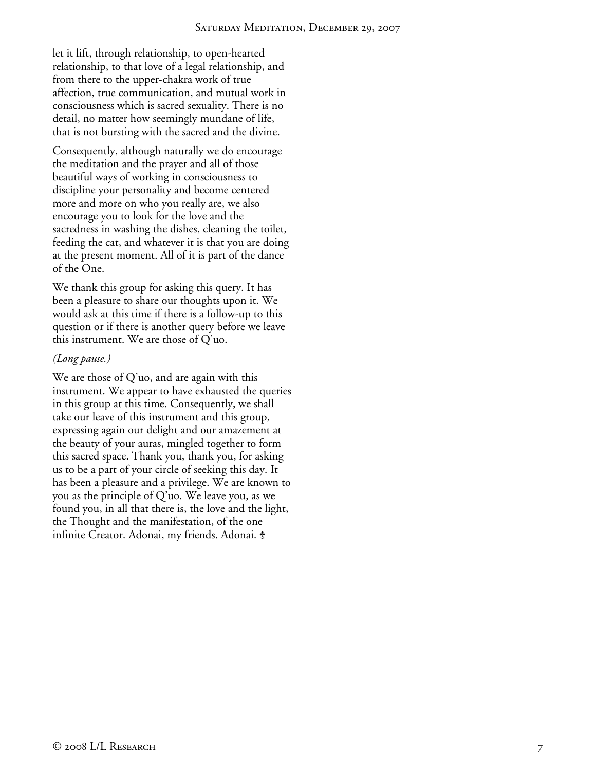let it lift, through relationship, to open-hearted relationship, to that love of a legal relationship, and from there to the upper-chakra work of true affection, true communication, and mutual work in consciousness which is sacred sexuality. There is no detail, no matter how seemingly mundane of life, that is not bursting with the sacred and the divine.

Consequently, although naturally we do encourage the meditation and the prayer and all of those beautiful ways of working in consciousness to discipline your personality and become centered more and more on who you really are, we also encourage you to look for the love and the sacredness in washing the dishes, cleaning the toilet, feeding the cat, and whatever it is that you are doing at the present moment. All of it is part of the dance of the One.

We thank this group for asking this query. It has been a pleasure to share our thoughts upon it. We would ask at this time if there is a follow-up to this question or if there is another query before we leave this instrument. We are those of Q'uo.

*(Long pause.)*

We are those of Q'uo, and are again with this instrument. We appear to have exhausted the queries in this group at this time. Consequently, we shall take our leave of this instrument and this group, expressing again our delight and our amazement at the beauty of your auras, mingled together to form this sacred space. Thank you, thank you, for asking us to be a part of your circle of seeking this day. It has been a pleasure and a privilege. We are known to you as the principle of Q'uo. We leave you, as we found you, in all that there is, the love and the light, the Thought and the manifestation, of the one infinite Creator. Adonai, my friends. Adonai.